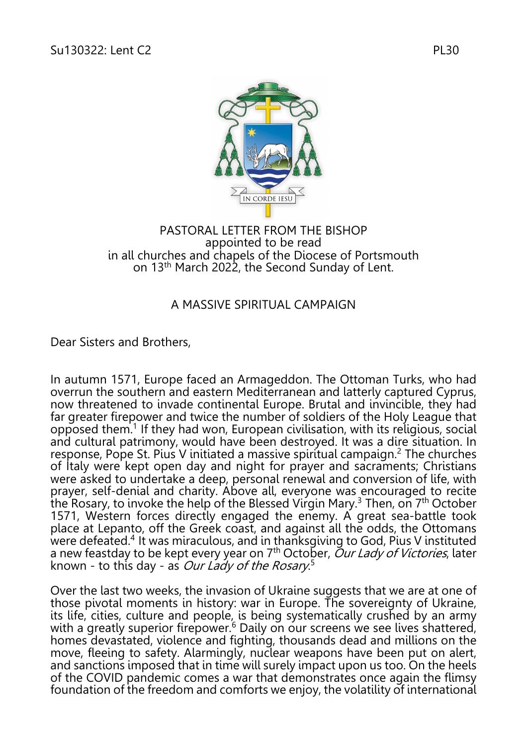Su130322: Lent C2 PL30

PASTORAL LETTER FROM THE BISHOP
appointed to be read
in all churches and chapels of the Diocese of Portsmouth
on 13th March 2022, the Second Sunday of Lent.

## A MASSIVE SPIRITUAL CAMPAIGN

Dear Sisters and Brothers,

In autumn 1571, Europe faced an Armageddon. The Ottoman Turks, who had overrun the southern and eastern Mediterranean and latterly captured Cyprus, now threatened to invade continental Europe. Brutal and invincible, they had far greater firepower and twice the number of soldiers of the Holy League that opposed them.[1] If they had won, European civilisation, with its religious, social and cultural patrimony, would have been destroyed. It was a dire situation. In response, Pope St. Pius V initiated a massive spiritual campaign.[2] The churches of Italy were kept open day and night for prayer and sacraments; Christians were asked to undertake a deep, personal renewal and conversion of life, with prayer, self-denial and charity. Above all, everyone was encouraged to recite the Rosary, to invoke the help of the Blessed Virgin Mary.[3] Then, on 7th October 1571, Western forces directly engaged the enemy. A great sea-battle took place at Lepanto, off the Greek coast, and against all the odds, the Ottomans were defeated.[4] It was miraculous, and in thanksgiving to God, Pius V instituted a new feastday to be kept every year on 7th October, *Our Lady of Victories*, later known - to this day - as *Our Lady of the Rosary*.[5]

Over the last two weeks, the invasion of Ukraine suggests that we are at one of those pivotal moments in history: war in Europe. The sovereignty of Ukraine, its life, cities, culture and people, is being systematically crushed by an army with a greatly superior firepower.[6] Daily on our screens we see lives shattered, homes devastated, violence and fighting, thousands dead and millions on the move, fleeing to safety. Alarmingly, nuclear weapons have been put on alert, and sanctions imposed that in time will surely impact upon us too. On the heels of the COVID pandemic comes a war that demonstrates once again the flimsy foundation of the freedom and comforts we enjoy, the volatility of international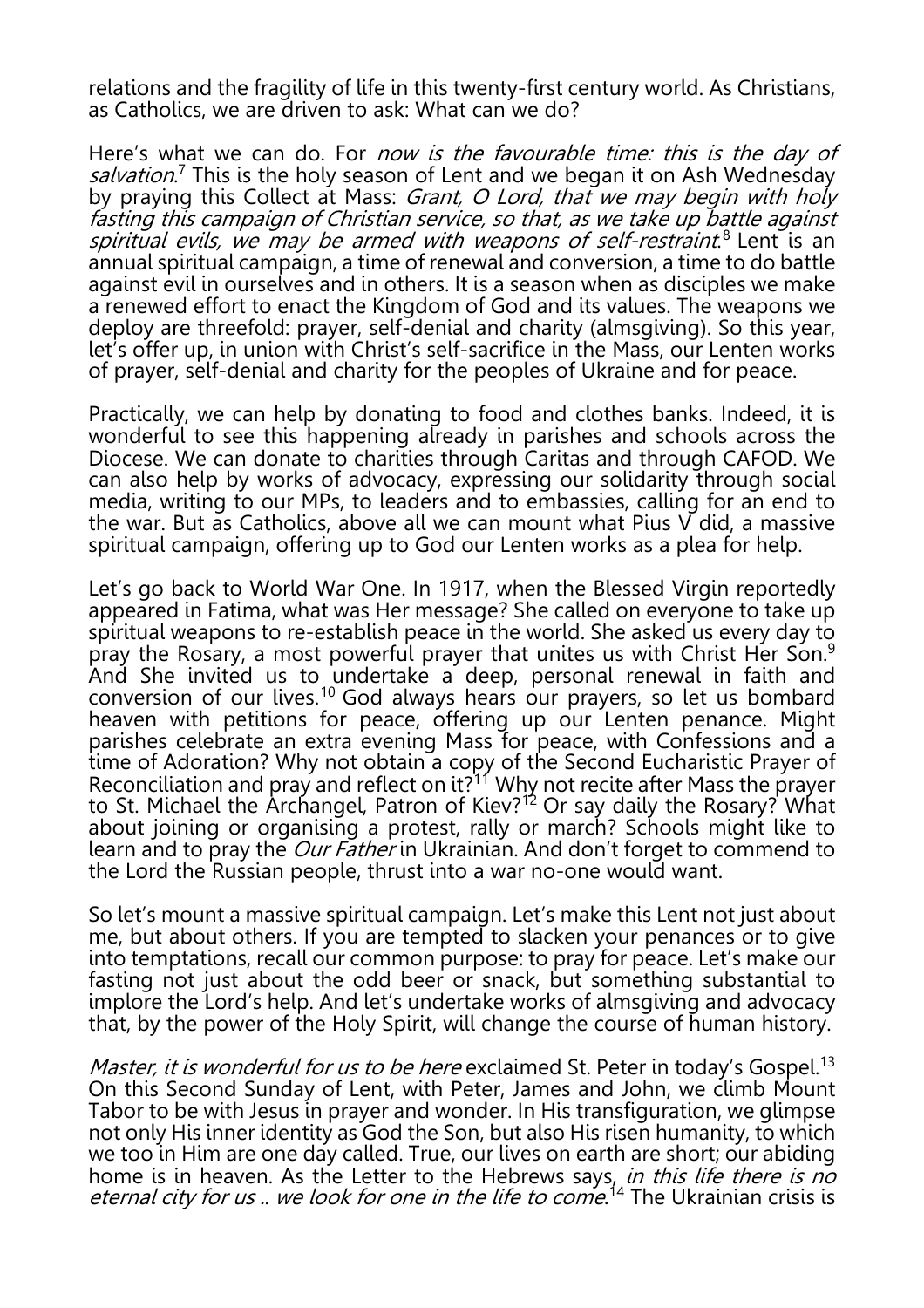relations and the fragility of life in this twenty-first century world. As Christians, as Catholics, we are driven to ask: What can we do?

Here's what we can do. For *now is the favourable time: this is the day of salvation*.[7] This is the holy season of Lent and we began it on Ash Wednesday by praying this Collect at Mass: *Grant, O Lord, that we may begin with holy fasting this campaign of Christian service, so that, as we take up battle against spiritual evils, we may be armed with weapons of self-restraint*.[8] Lent is an annual spiritual campaign, a time of renewal and conversion, a time to do battle against evil in ourselves and in others. It is a season when as disciples we make a renewed effort to enact the Kingdom of God and its values. The weapons we deploy are threefold: prayer, self-denial and charity (almsgiving). So this year, let's offer up, in union with Christ's self-sacrifice in the Mass, our Lenten works of prayer, self-denial and charity for the peoples of Ukraine and for peace.

Practically, we can help by donating to food and clothes banks. Indeed, it is wonderful to see this happening already in parishes and schools across the Diocese. We can donate to charities through Caritas and through CAFOD. We can also help by works of advocacy, expressing our solidarity through social media, writing to our MPs, to leaders and to embassies, calling for an end to the war. But as Catholics, above all we can mount what Pius V did, a massive spiritual campaign, offering up to God our Lenten works as a plea for help.

Let's go back to World War One. In 1917, when the Blessed Virgin reportedly appeared in Fatima, what was Her message? She called on everyone to take up spiritual weapons to re-establish peace in the world. She asked us every day to pray the Rosary, a most powerful prayer that unites us with Christ Her Son.[9] And She invited us to undertake a deep, personal renewal in faith and conversion of our lives.[10] God always hears our prayers, so let us bombard heaven with petitions for peace, offering up our Lenten penance. Might parishes celebrate an extra evening Mass for peace, with Confessions and a time of Adoration? Why not obtain a copy of the Second Eucharistic Prayer of Reconciliation and pray and reflect on it?[11] Why not recite after Mass the prayer to St. Michael the Archangel, Patron of Kiev?[12] Or say daily the Rosary? What about joining or organising a protest, rally or march? Schools might like to learn and to pray the *Our Father* in Ukrainian. And don't forget to commend to the Lord the Russian people, thrust into a war no-one would want.

So let's mount a massive spiritual campaign. Let's make this Lent not just about me, but about others. If you are tempted to slacken your penances or to give into temptations, recall our common purpose: to pray for peace. Let's make our fasting not just about the odd beer or snack, but something substantial to implore the Lord's help. And let's undertake works of almsgiving and advocacy that, by the power of the Holy Spirit, will change the course of human history.

*Master, it is wonderful for us to be here* exclaimed St. Peter in today's Gospel.[13] On this Second Sunday of Lent, with Peter, James and John, we climb Mount Tabor to be with Jesus in prayer and wonder. In His transfiguration, we glimpse not only His inner identity as God the Son, but also His risen humanity, to which we too in Him are one day called. True, our lives on earth are short; our abiding home is in heaven. As the Letter to the Hebrews says, *in this life there is no eternal city for us .. we look for one in the life to come*.[14] The Ukrainian crisis is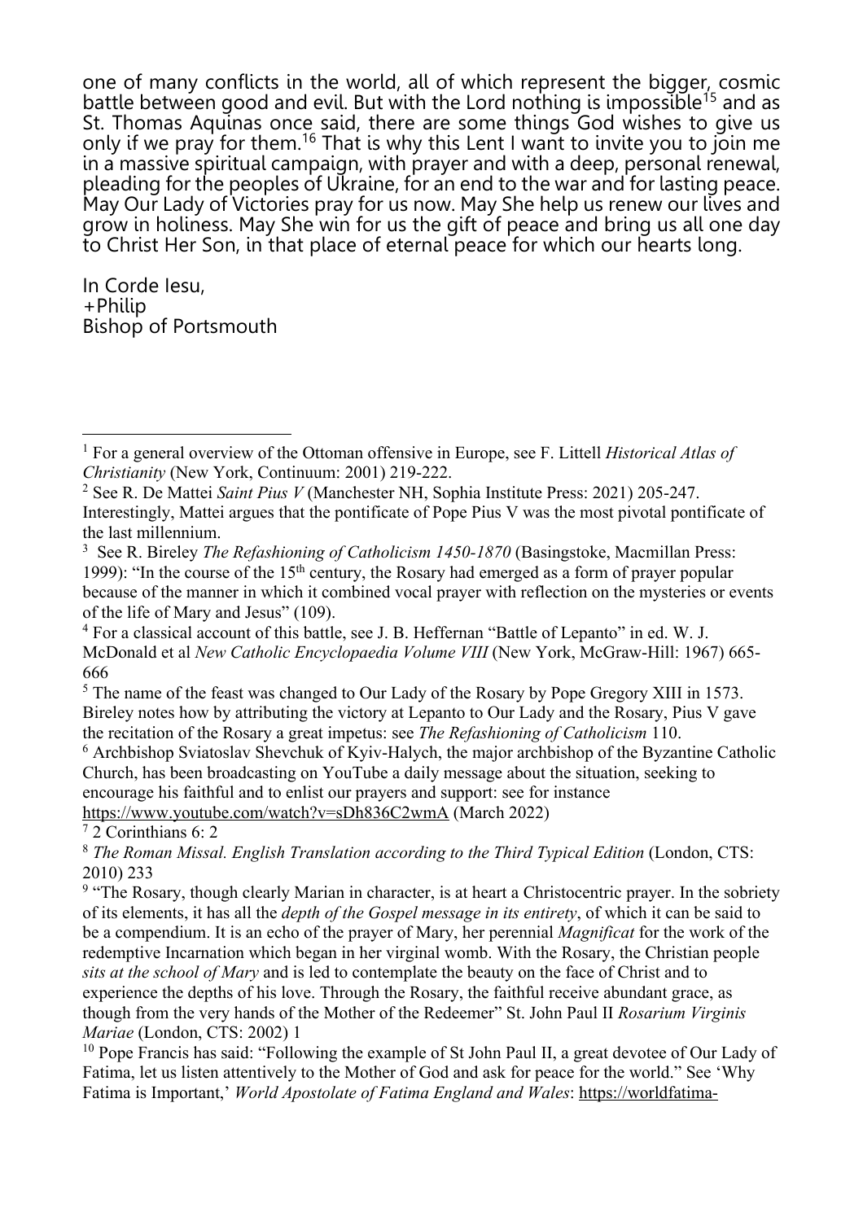one of many conflicts in the world, all of which represent the bigger, cosmic battle between good and evil. But with the Lord nothing is impossible[15] and as St. Thomas Aquinas once said, there are some things God wishes to give us only if we pray for them.[16] That is why this Lent I want to invite you to join me in a massive spiritual campaign, with prayer and with a deep, personal renewal, pleading for the peoples of Ukraine, for an end to the war and for lasting peace. May Our Lady of Victories pray for us now. May She help us renew our lives and grow in holiness. May She win for us the gift of peace and bring us all one day to Christ Her Son, in that place of eternal peace for which our hearts long.

In Corde Iesu,
+Philip
Bishop of Portsmouth

---

[1] For a general overview of the Ottoman offensive in Europe, see F. Littell *Historical Atlas of Christianity* (New York, Continuum: 2001) 219-222.

[2] See R. De Mattei *Saint Pius V* (Manchester NH, Sophia Institute Press: 2021) 205-247. Interestingly, Mattei argues that the pontificate of Pope Pius V was the most pivotal pontificate of the last millennium.

[3] See R. Bireley *The Refashioning of Catholicism 1450-1870* (Basingstoke, Macmillan Press: 1999): "In the course of the 15th century, the Rosary had emerged as a form of prayer popular because of the manner in which it combined vocal prayer with reflection on the mysteries or events of the life of Mary and Jesus" (109).

[4] For a classical account of this battle, see J. B. Heffernan "Battle of Lepanto" in ed. W. J. McDonald et al *New Catholic Encyclopaedia Volume VIII* (New York, McGraw-Hill: 1967) 665-666

[5] The name of the feast was changed to Our Lady of the Rosary by Pope Gregory XIII in 1573. Bireley notes how by attributing the victory at Lepanto to Our Lady and the Rosary, Pius V gave the recitation of the Rosary a great impetus: see *The Refashioning of Catholicism* 110.

[6] Archbishop Sviatoslav Shevchuk of Kyiv-Halych, the major archbishop of the Byzantine Catholic Church, has been broadcasting on YouTube a daily message about the situation, seeking to encourage his faithful and to enlist our prayers and support: see for instance https://www.youtube.com/watch?v=sDh836C2wmA (March 2022)

[7] 2 Corinthians 6: 2

[8] *The Roman Missal. English Translation according to the Third Typical Edition* (London, CTS: 2010) 233

[9] "The Rosary, though clearly Marian in character, is at heart a Christocentric prayer. In the sobriety of its elements, it has all the *depth of the Gospel message in its entirety*, of which it can be said to be a compendium. It is an echo of the prayer of Mary, her perennial *Magnificat* for the work of the redemptive Incarnation which began in her virginal womb. With the Rosary, the Christian people *sits at the school of Mary* and is led to contemplate the beauty on the face of Christ and to experience the depths of his love. Through the Rosary, the faithful receive abundant grace, as though from the very hands of the Mother of the Redeemer" St. John Paul II *Rosarium Virginis Mariae* (London, CTS: 2002) 1

[10] Pope Francis has said: "Following the example of St John Paul II, a great devotee of Our Lady of Fatima, let us listen attentively to the Mother of God and ask for peace for the world." See 'Why Fatima is Important,' *World Apostolate of Fatima England and Wales*: https://worldfatima-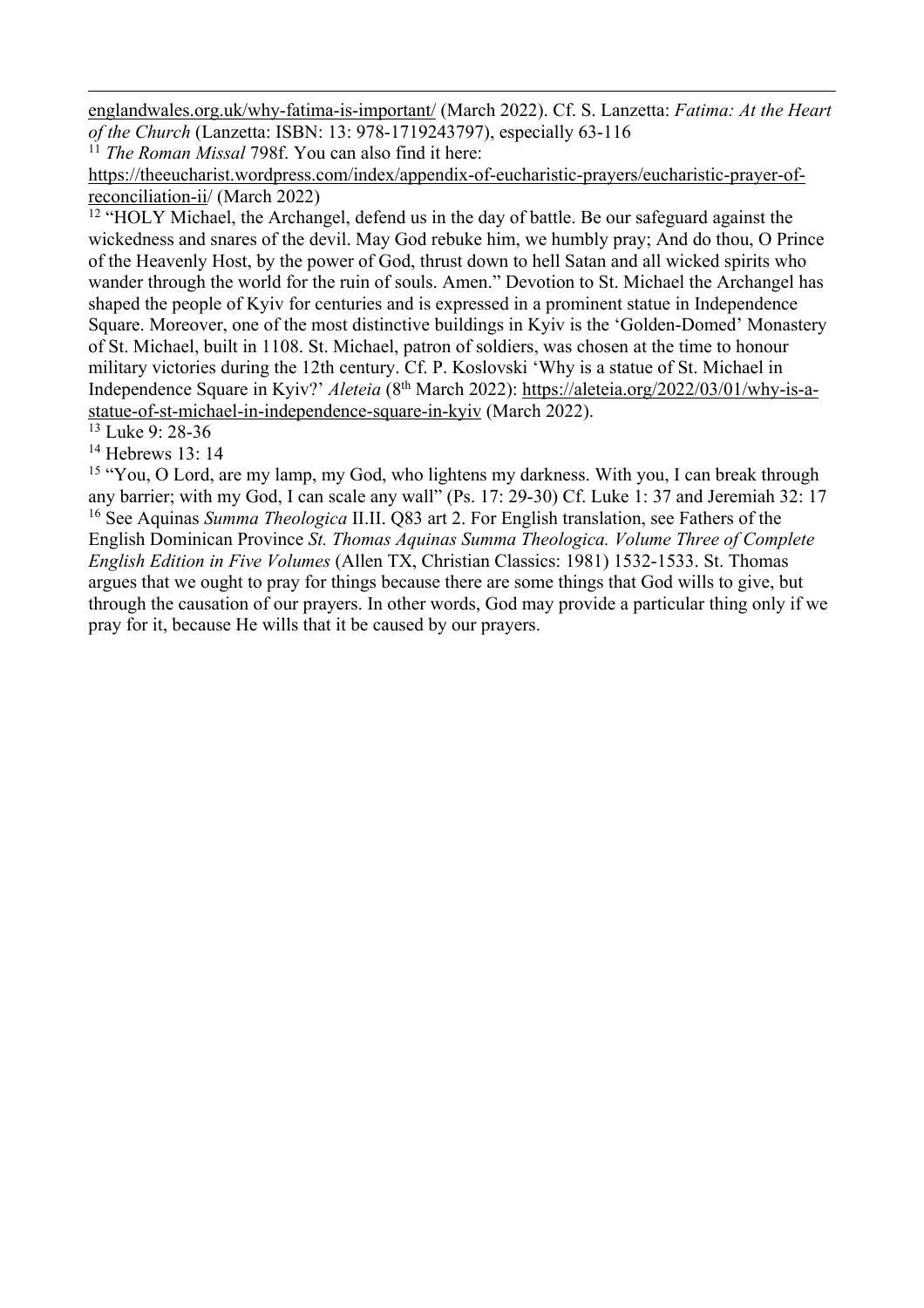englandwales.org.uk/why-fatima-is-important/ (March 2022). Cf. S. Lanzetta: *Fatima: At the Heart of the Church* (Lanzetta: ISBN: 13: 978-1719243797), especially 63-116

[11] *The Roman Missal* 798f. You can also find it here: https://theeucharist.wordpress.com/index/appendix-of-eucharistic-prayers/eucharistic-prayer-of-reconciliation-ii/ (March 2022)

[12] "HOLY Michael, the Archangel, defend us in the day of battle. Be our safeguard against the wickedness and snares of the devil. May God rebuke him, we humbly pray; And do thou, O Prince of the Heavenly Host, by the power of God, thrust down to hell Satan and all wicked spirits who wander through the world for the ruin of souls. Amen." Devotion to St. Michael the Archangel has shaped the people of Kyiv for centuries and is expressed in a prominent statue in Independence Square. Moreover, one of the most distinctive buildings in Kyiv is the 'Golden-Domed' Monastery of St. Michael, built in 1108. St. Michael, patron of soldiers, was chosen at the time to honour military victories during the 12th century. Cf. P. Koslovski 'Why is a statue of St. Michael in Independence Square in Kyiv?' *Aleteia* (8th March 2022): https://aleteia.org/2022/03/01/why-is-a-statue-of-st-michael-in-independence-square-in-kyiv (March 2022).

[13] Luke 9: 28-36

[14] Hebrews 13: 14

[15] "You, O Lord, are my lamp, my God, who lightens my darkness. With you, I can break through any barrier; with my God, I can scale any wall" (Ps. 17: 29-30) Cf. Luke 1: 37 and Jeremiah 32: 17

[16] See Aquinas *Summa Theologica* II.II. Q83 art 2. For English translation, see Fathers of the English Dominican Province *St. Thomas Aquinas Summa Theologica. Volume Three of Complete English Edition in Five Volumes* (Allen TX, Christian Classics: 1981) 1532-1533. St. Thomas argues that we ought to pray for things because there are some things that God wills to give, but through the causation of our prayers. In other words, God may provide a particular thing only if we pray for it, because He wills that it be caused by our prayers.